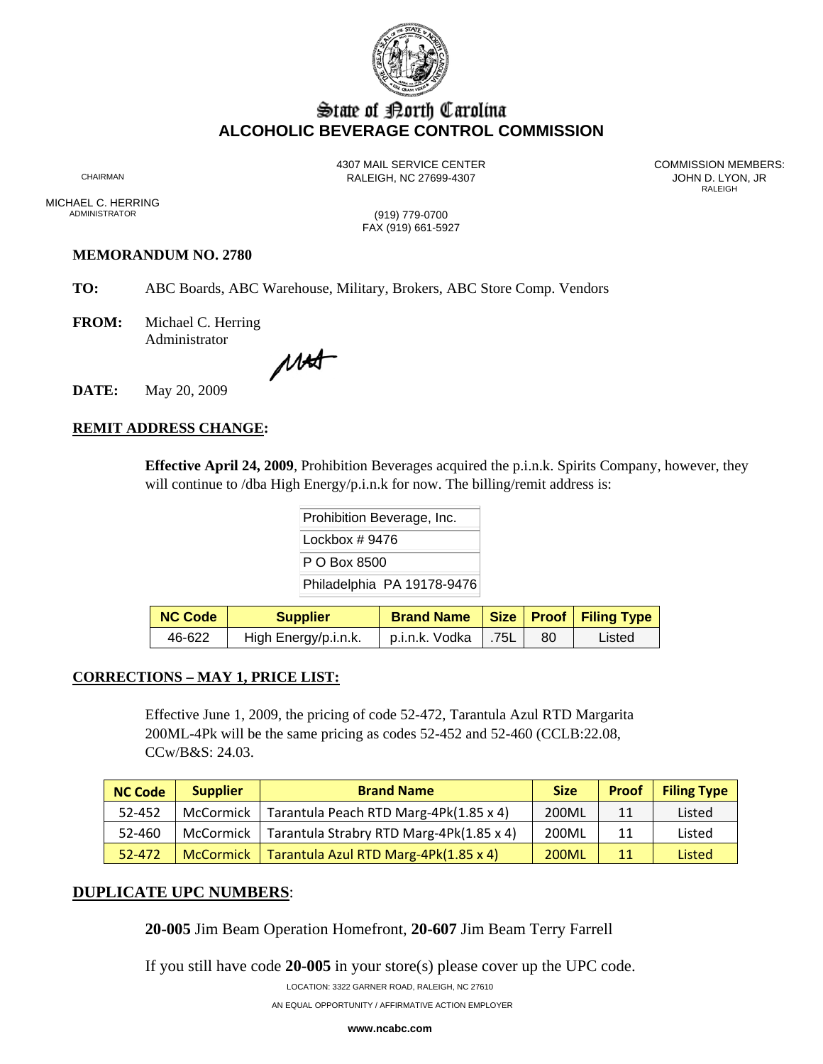# State of North Carolina
## ALCOHOLIC BEVERAGE CONTROL COMMISSION

4307 MAIL SERVICE CENTER
RALEIGH, NC 27699-4307

(919) 779-0700
FAX (919) 661-5927

CHAIRMAN

MICHAEL C. HERRING
ADMINISTRATOR

COMMISSION MEMBERS:
JOHN D. LYON, JR
RALEIGH

**MEMORANDUM NO. 2780**

**TO:** ABC Boards, ABC Warehouse, Military, Brokers, ABC Store Comp. Vendors

**FROM:** Michael C. Herring
Administrator

**DATE:** May 20, 2009

**REMIT ADDRESS CHANGE:**

**Effective April 24, 2009**, Prohibition Beverages acquired the p.i.n.k. Spirits Company, however, they will continue to /dba High Energy/p.i.n.k for now. The billing/remit address is:

Prohibition Beverage, Inc.
Lockbox # 9476
P O Box 8500
Philadelphia PA 19178-9476

| NC Code | Supplier | Brand Name | Size | Proof | Filing Type |
|---|---|---|---|---|---|
| 46-622 | High Energy/p.i.n.k. | p.i.n.k. Vodka | .75L | 80 | Listed |

**CORRECTIONS – MAY 1, PRICE LIST:**

Effective June 1, 2009, the pricing of code 52-472, Tarantula Azul RTD Margarita 200ML-4Pk will be the same pricing as codes 52-452 and 52-460 (CCLB:22.08, CCw/B&S: 24.03.

| NC Code | Supplier | Brand Name | Size | Proof | Filing Type |
|---|---|---|---|---|---|
| 52-452 | McCormick | Tarantula Peach RTD Marg-4Pk(1.85 x 4) | 200ML | 11 | Listed |
| 52-460 | McCormick | Tarantula Strabry RTD Marg-4Pk(1.85 x 4) | 200ML | 11 | Listed |
| 52-472 | McCormick | Tarantula Azul RTD Marg-4Pk(1.85 x 4) | 200ML | 11 | Listed |

**DUPLICATE UPC NUMBERS:**

**20-005** Jim Beam Operation Homefront, **20-607** Jim Beam Terry Farrell

If you still have code **20-005** in your store(s) please cover up the UPC code.

LOCATION: 3322 GARNER ROAD, RALEIGH, NC 27610

AN EQUAL OPPORTUNITY / AFFIRMATIVE ACTION EMPLOYER

**www.ncabc.com**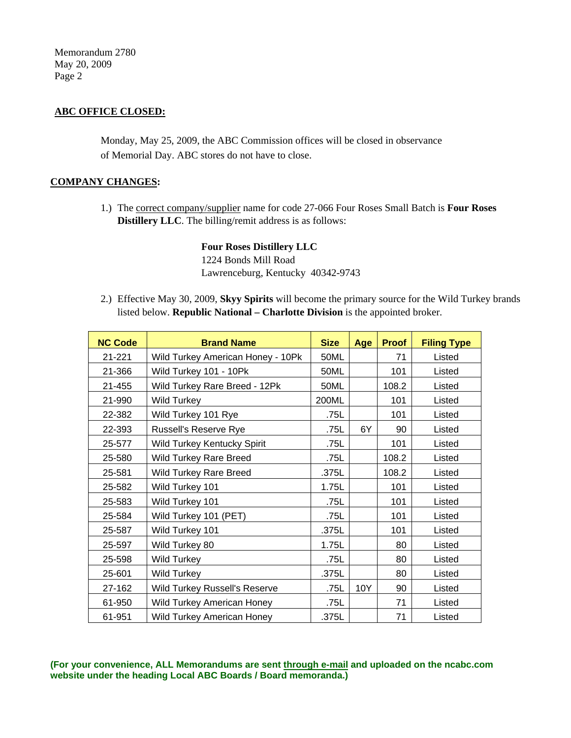## ABC OFFICE CLOSED:

Monday, May 25, 2009, the ABC Commission offices will be closed in observance of Memorial Day. ABC stores do not have to close.

## COMPANY CHANGES:

1.) The correct company/supplier name for code 27-066 Four Roses Small Batch is **Four Roses Distillery LLC**. The billing/remit address is as follows:

**Four Roses Distillery LLC**
1224 Bonds Mill Road
Lawrenceburg, Kentucky 40342-9743

2.) Effective May 30, 2009, **Skyy Spirits** will become the primary source for the Wild Turkey brands listed below. **Republic National – Charlotte Division** is the appointed broker.

| NC Code | Brand Name | Size | Age | Proof | Filing Type |
|---|---|---|---|---|---|
| 21-221 | Wild Turkey American Honey - 10Pk | 50ML | | 71 | Listed |
| 21-366 | Wild Turkey 101 - 10Pk | 50ML | | 101 | Listed |
| 21-455 | Wild Turkey Rare Breed - 12Pk | 50ML | | 108.2 | Listed |
| 21-990 | Wild Turkey | 200ML | | 101 | Listed |
| 22-382 | Wild Turkey 101 Rye | .75L | | 101 | Listed |
| 22-393 | Russell's Reserve Rye | .75L | 6Y | 90 | Listed |
| 25-577 | Wild Turkey Kentucky Spirit | .75L | | 101 | Listed |
| 25-580 | Wild Turkey Rare Breed | .75L | | 108.2 | Listed |
| 25-581 | Wild Turkey Rare Breed | .375L | | 108.2 | Listed |
| 25-582 | Wild Turkey 101 | 1.75L | | 101 | Listed |
| 25-583 | Wild Turkey 101 | .75L | | 101 | Listed |
| 25-584 | Wild Turkey 101 (PET) | .75L | | 101 | Listed |
| 25-587 | Wild Turkey 101 | .375L | | 101 | Listed |
| 25-597 | Wild Turkey 80 | 1.75L | | 80 | Listed |
| 25-598 | Wild Turkey | .75L | | 80 | Listed |
| 25-601 | Wild Turkey | .375L | | 80 | Listed |
| 27-162 | Wild Turkey Russell's Reserve | .75L | 10Y | 90 | Listed |
| 61-950 | Wild Turkey American Honey | .75L | | 71 | Listed |
| 61-951 | Wild Turkey American Honey | .375L | | 71 | Listed |

**(For your convenience, ALL Memorandums are sent through e-mail and uploaded on the ncabc.com website under the heading Local ABC Boards / Board memoranda.)**